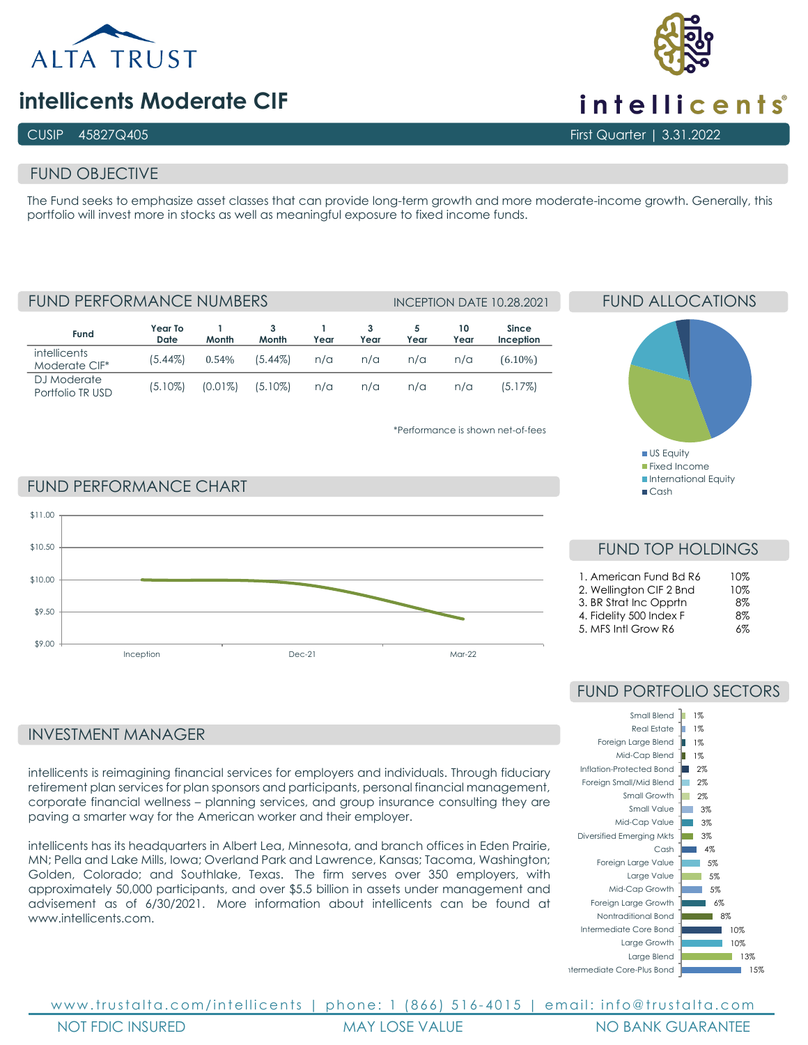ALTA TRUST

# intellicents Moderate CIF

intellicents

CUSIP 45827Q405

First Quarter | 3.31.2022

## FUND OBJECTIVE

The Fund seeks to emphasize asset classes that can provide long-term growth and more moderate-income growth. Generally, this portfolio will invest more in stocks as well as meaningful exposure to fixed income funds.

## FUND PERFORMANCE NUMBERS

INCEPTION DATE 10.28.2021

| Fund | Year To Date | 1 Month | 3 Month | 1 Year | 3 Year | 5 Year | 10 Year | Since Inception |
|---|---|---|---|---|---|---|---|---|
| intellicents Moderate CIF* | (5.44%) | 0.54% | (5.44%) | n/a | n/a | n/a | n/a | (6.10%) |
| DJ Moderate Portfolio TR USD | (5.10%) | (0.01%) | (5.10%) | n/a | n/a | n/a | n/a | (5.17%) |

*Performance is shown net-of-fees

## FUND ALLOCATIONS

- US Equity
- Fixed Income
- International Equity
- Cash

## FUND PERFORMANCE CHART

$11.00, $10.50, $10.00, $9.50, $9.00

Inception, Dec-21, Mar-22

## FUND TOP HOLDINGS

| | |
|---|---|
| 1. American Fund Bd R6 | 10% |
| 2. Wellington CIF 2 Bnd | 10% |
| 3. BR Strat Inc Opprtn | 8% |
| 4. Fidelity 500 Index F | 8% |
| 5. MFS Intl Grow R6 | 6% |

## FUND PORTFOLIO SECTORS

| Sector | % |
|---|---|
| Small Blend | 1% |
| Real Estate | 1% |
| Foreign Large Blend | 1% |
| Mid-Cap Blend | 1% |
| Inflation-Protected Bond | 2% |
| Foreign Small/Mid Blend | 2% |
| Small Growth | 2% |
| Small Value | 3% |
| Mid-Cap Value | 3% |
| Diversified Emerging Mkts | 3% |
| Cash | 4% |
| Foreign Large Value | 5% |
| Large Value | 5% |
| Mid-Cap Growth | 5% |
| Foreign Large Growth | 6% |
| Nontraditional Bond | 8% |
| Intermediate Core Bond | 10% |
| Large Growth | 10% |
| Large Blend | 13% |
| Intermediate Core-Plus Bond | 15% |

## INVESTMENT MANAGER

intellicents is reimagining financial services for employers and individuals. Through fiduciary retirement plan services for plan sponsors and participants, personal financial management, corporate financial wellness – planning services, and group insurance consulting they are paving a smarter way for the American worker and their employer.

intellicents has its headquarters in Albert Lea, Minnesota, and branch offices in Eden Prairie, MN; Pella and Lake Mills, Iowa; Overland Park and Lawrence, Kansas; Tacoma, Washington; Golden, Colorado; and Southlake, Texas. The firm serves over 350 employers, with approximately 50,000 participants, and over $5.5 billion in assets under management and advisement as of 6/30/2021. More information about intellicents can be found at www.intellicents.com.

www.trustalta.com/intellicents | phone: 1 (866) 516-4015 | email: info@trustalta.com

NOT FDIC INSURED | MAY LOSE VALUE | NO BANK GUARANTEE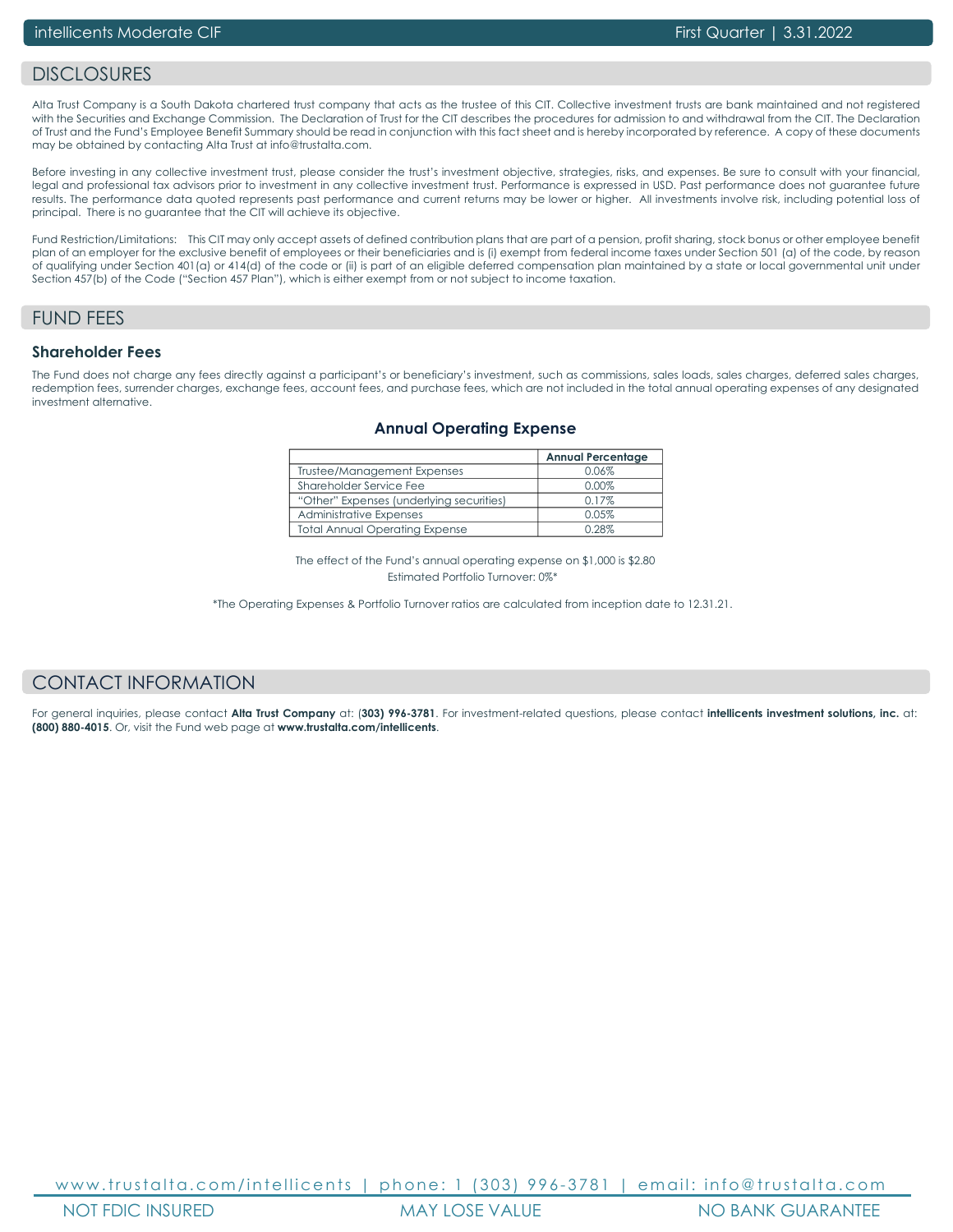## DISCLOSURES

Alta Trust Company is a South Dakota chartered trust company that acts as the trustee of this CIT. Collective investment trusts are bank maintained and not registered with the Securities and Exchange Commission. The Declaration of Trust for the CIT describes the procedures for admission to and withdrawal from the CIT. The Declaration of Trust and the Fund's Employee Benefit Summary should be read in conjunction with this fact sheet and is hereby incorporated by reference. A copy of these documents may be obtained by contacting Alta Trust at info@trustalta.com.

Before investing in any collective investment trust, please consider the trust's investment objective, strategies, risks, and expenses. Be sure to consult with your financial, legal and professional tax advisors prior to investment in any collective investment trust. Performance is expressed in USD. Past performance does not guarantee future results. The performance data quoted represents past performance and current returns may be lower or higher. All investments involve risk, including potential loss of principal. There is no guarantee that the CIT will achieve its objective.

Fund Restriction/Limitations: This CIT may only accept assets of defined contribution plans that are part of a pension, profit sharing, stock bonus or other employee benefit plan of an employer for the exclusive benefit of employees or their beneficiaries and is (i) exempt from federal income taxes under Section 501 (a) of the code, by reason of qualifying under Section 401(a) or 414(d) of the code or (ii) is part of an eligible deferred compensation plan maintained by a state or local governmental unit under Section 457(b) of the Code ("Section 457 Plan"), which is either exempt from or not subject to income taxation.

## FUND FEES

### Shareholder Fees

The Fund does not charge any fees directly against a participant's or beneficiary's investment, such as commissions, sales loads, sales charges, deferred sales charges, redemption fees, surrender charges, exchange fees, account fees, and purchase fees, which are not included in the total annual operating expenses of any designated investment alternative.

### Annual Operating Expense

| | Annual Percentage |
|---|---|
| Trustee/Management Expenses | 0.06% |
| Shareholder Service Fee | 0.00% |
| "Other" Expenses (underlying securities) | 0.17% |
| Administrative Expenses | 0.05% |
| Total Annual Operating Expense | 0.28% |

The effect of the Fund's annual operating expense on $1,000 is $2.80

Estimated Portfolio Turnover: 0%*

*The Operating Expenses & Portfolio Turnover ratios are calculated from inception date to 12.31.21.

## CONTACT INFORMATION

For general inquiries, please contact **Alta Trust Company** at: (**303) 996-3781**. For investment-related questions, please contact **intellicents investment solutions, inc.** at: **(800) 880-4015**. Or, visit the Fund web page at **www.trustalta.com/intellicents**.

NOT FDIC INSURED | MAY LOSE VALUE | NO BANK GUARANTEE